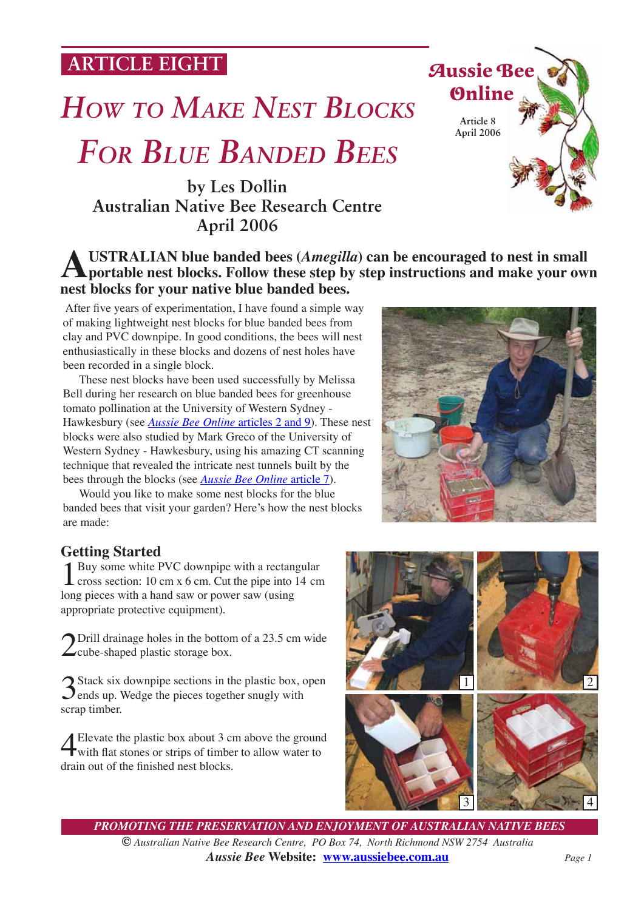ARTICLE EIGHT

# How to Make Nest Blocks For Blue Banded Bees

**by Les Dollin**
**Australian Native Bee Research Centre**
**April 2006**

Aussie Bee Online
Article 8
April 2006

**AUSTRALIAN blue banded bees (*Amegilla*) can be encouraged to nest in small portable nest blocks. Follow these step by step instructions and make your own nest blocks for your native blue banded bees.**

After five years of experimentation, I have found a simple way of making lightweight nest blocks for blue banded bees from clay and PVC downpipe. In good conditions, the bees will nest enthusiastically in these blocks and dozens of nest holes have been recorded in a single block.

These nest blocks have been used successfully by Melissa Bell during her research on blue banded bees for greenhouse tomato pollination at the University of Western Sydney - Hawkesbury (see *Aussie Bee Online* articles 2 and 9). These nest blocks were also studied by Mark Greco of the University of Western Sydney - Hawkesbury, using his amazing CT scanning technique that revealed the intricate nest tunnels built by the bees through the blocks (see *Aussie Bee Online* article 7).

Would you like to make some nest blocks for the blue banded bees that visit your garden? Here's how the nest blocks are made:

## Getting Started

1 Buy some white PVC downpipe with a rectangular cross section: 10 cm x 6 cm. Cut the pipe into 14 cm long pieces with a hand saw or power saw (using appropriate protective equipment).

2 Drill drainage holes in the bottom of a 23.5 cm wide cube-shaped plastic storage box.

3 Stack six downpipe sections in the plastic box, open ends up. Wedge the pieces together snugly with scrap timber.

4 Elevate the plastic box about 3 cm above the ground with flat stones or strips of timber to allow water to drain out of the finished nest blocks.

1 2 3 4

*PROMOTING THE PRESERVATION AND ENJOYMENT OF AUSTRALIAN NATIVE BEES*
© *Australian Native Bee Research Centre, PO Box 74, North Richmond NSW 2754 Australia*
***Aussie Bee* Website: www.aussiebee.com.au**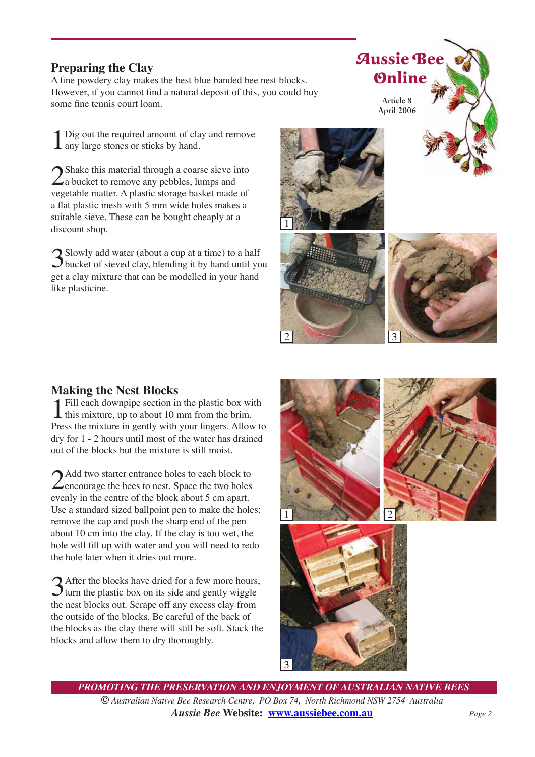## Preparing the Clay

A fine powdery clay makes the best blue banded bee nest blocks. However, if you cannot find a natural deposit of this, you could buy some fine tennis court loam.

1. Dig out the required amount of clay and remove any large stones or sticks by hand.

2. Shake this material through a coarse sieve into a bucket to remove any pebbles, lumps and vegetable matter. A plastic storage basket made of a flat plastic mesh with 5 mm wide holes makes a suitable sieve. These can be bought cheaply at a discount shop.

3. Slowly add water (about a cup at a time) to a half bucket of sieved clay, blending it by hand until you get a clay mixture that can be modelled in your hand like plasticine.

## Making the Nest Blocks

1. Fill each downpipe section in the plastic box with this mixture, up to about 10 mm from the brim. Press the mixture in gently with your fingers. Allow to dry for 1 - 2 hours until most of the water has drained out of the blocks but the mixture is still moist.

2. Add two starter entrance holes to each block to encourage the bees to nest. Space the two holes evenly in the centre of the block about 5 cm apart. Use a standard sized ballpoint pen to make the holes: remove the cap and push the sharp end of the pen about 10 cm into the clay. If the clay is too wet, the hole will fill up with water and you will need to redo the hole later when it dries out more.

3. After the blocks have dried for a few more hours, turn the plastic box on its side and gently wiggle the nest blocks out. Scrape off any excess clay from the outside of the blocks. Be careful of the back of the blocks as the clay there will still be soft. Stack the blocks and allow them to dry thoroughly.

*PROMOTING THE PRESERVATION AND ENJOYMENT OF AUSTRALIAN NATIVE BEES*

© *Australian Native Bee Research Centre, PO Box 74, North Richmond NSW 2754 Australia*

***Aussie Bee*** **Website: www.aussiebee.com.au**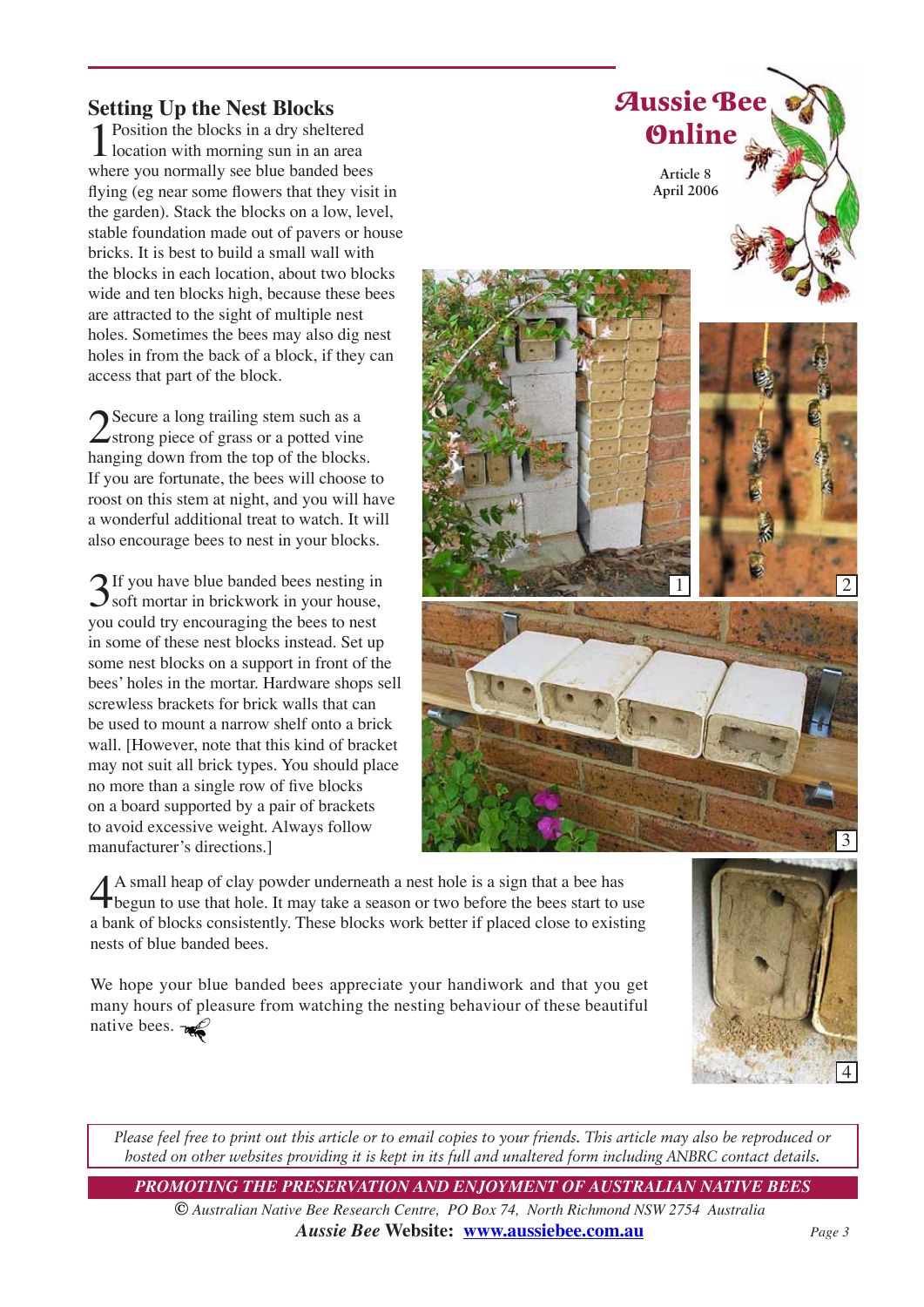## Setting Up the Nest Blocks

1 Position the blocks in a dry sheltered location with morning sun in an area where you normally see blue banded bees flying (eg near some flowers that they visit in the garden). Stack the blocks on a low, level, stable foundation made out of pavers or house bricks. It is best to build a small wall with the blocks in each location, about two blocks wide and ten blocks high, because these bees are attracted to the sight of multiple nest holes. Sometimes the bees may also dig nest holes in from the back of a block, if they can access that part of the block.

2 Secure a long trailing stem such as a strong piece of grass or a potted vine hanging down from the top of the blocks. If you are fortunate, the bees will choose to roost on this stem at night, and you will have a wonderful additional treat to watch. It will also encourage bees to nest in your blocks.

3 If you have blue banded bees nesting in soft mortar in brickwork in your house, you could try encouraging the bees to nest in some of these nest blocks instead. Set up some nest blocks on a support in front of the bees' holes in the mortar. Hardware shops sell screwless brackets for brick walls that can be used to mount a narrow shelf onto a brick wall. [However, note that this kind of bracket may not suit all brick types. You should place no more than a single row of five blocks on a board supported by a pair of brackets to avoid excessive weight. Always follow manufacturer's directions.]

4 A small heap of clay powder underneath a nest hole is a sign that a bee has begun to use that hole. It may take a season or two before the bees start to use a bank of blocks consistently. These blocks work better if placed close to existing nests of blue banded bees.

We hope your blue banded bees appreciate your handiwork and that you get many hours of pleasure from watching the nesting behaviour of these beautiful native bees.

*Please feel free to print out this article or to email copies to your friends. This article may also be reproduced or hosted on other websites providing it is kept in its full and unaltered form including ANBRC contact details.*

**PROMOTING THE PRESERVATION AND ENJOYMENT OF AUSTRALIAN NATIVE BEES**

© *Australian Native Bee Research Centre, PO Box 74, North Richmond NSW 2754 Australia*

***Aussie Bee*** **Website: www.aussiebee.com.au**